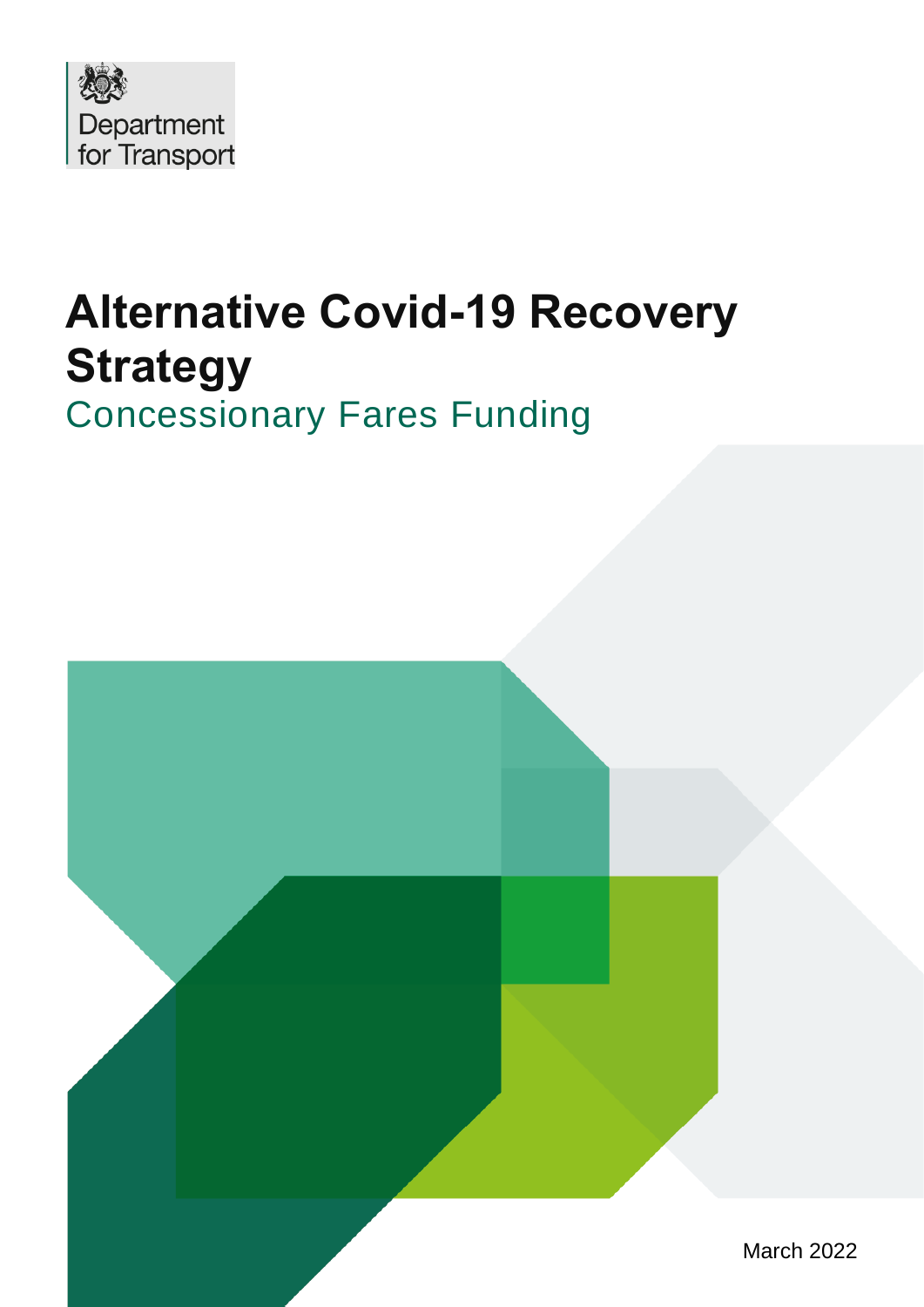Department for Transport

# Alternative Covid-19 Recovery Strategy

## Concessionary Fares Funding

March 2022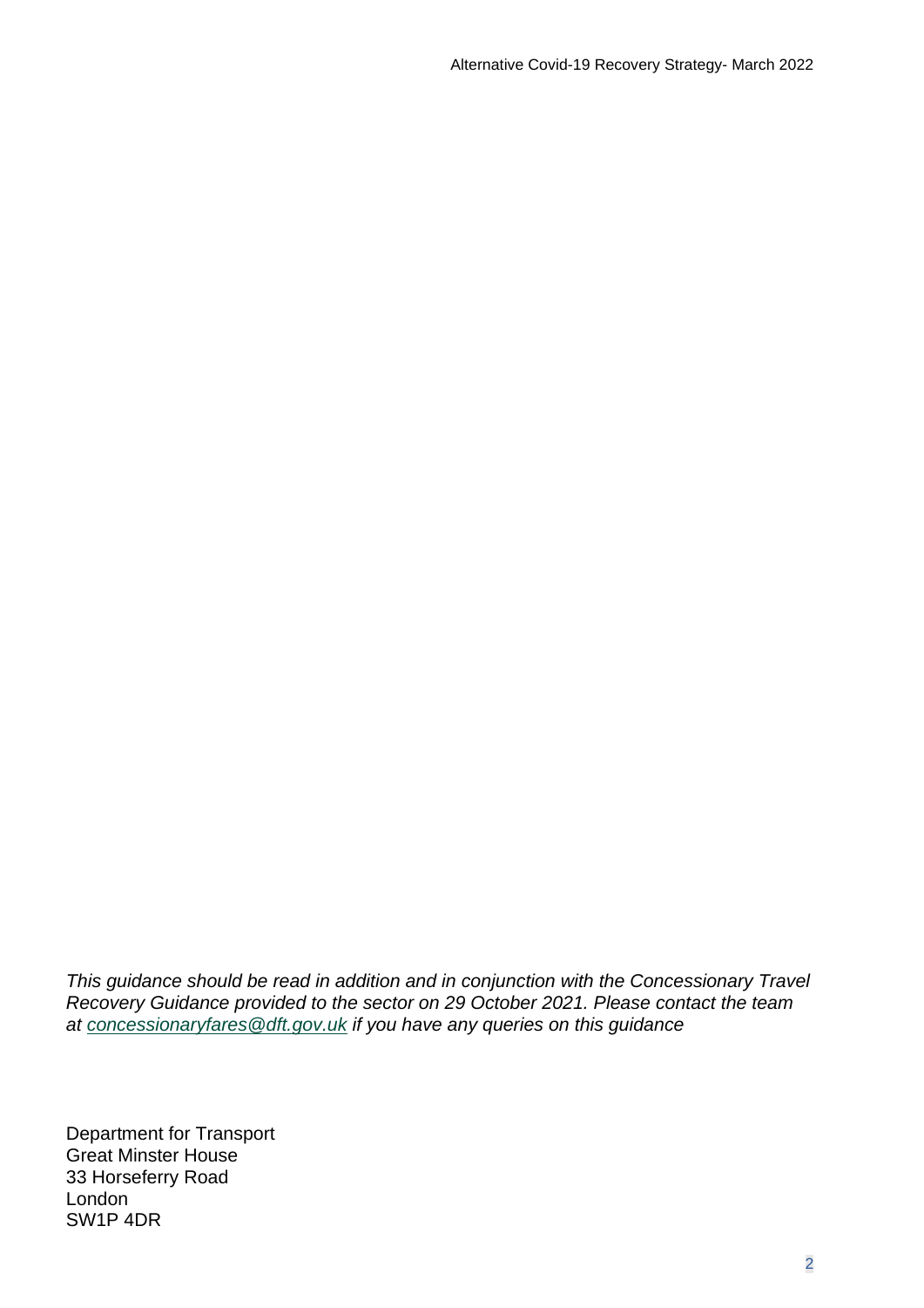*This guidance should be read in addition and in conjunction with the Concessionary Travel Recovery Guidance provided to the sector on 29 October 2021. Please contact the team at [concessionaryfares@dft.gov.uk](mailto:concessionaryfares@dft.gov.uk) if you have any queries on this guidance*

Department for Transport
Great Minster House
33 Horseferry Road
London
SW1P 4DR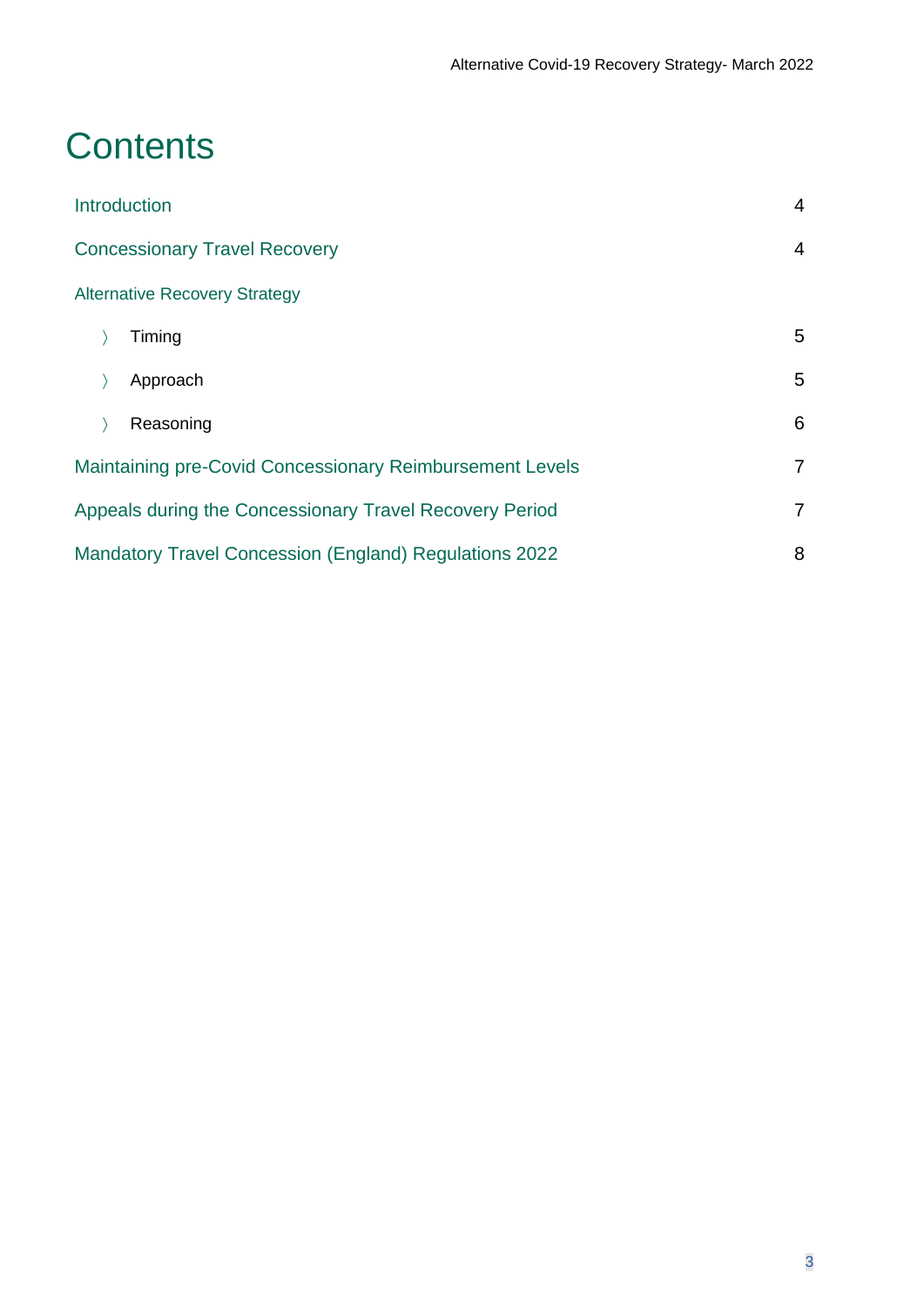# Contents

| | |
|---|---|
| Introduction | 4 |
| Concessionary Travel Recovery | 4 |
| Alternative Recovery Strategy | |
| 〉 Timing | 5 |
| 〉 Approach | 5 |
| 〉 Reasoning | 6 |
| Maintaining pre-Covid Concessionary Reimbursement Levels | 7 |
| Appeals during the Concessionary Travel Recovery Period | 7 |
| Mandatory Travel Concession (England) Regulations 2022 | 8 |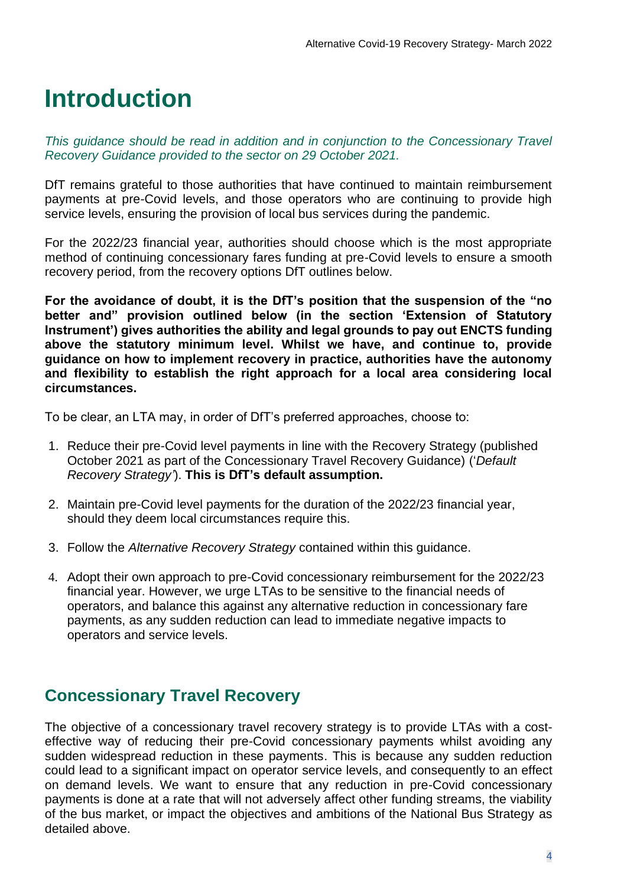# Introduction

*This guidance should be read in addition and in conjunction to the Concessionary Travel Recovery Guidance provided to the sector on 29 October 2021.*

DfT remains grateful to those authorities that have continued to maintain reimbursement payments at pre-Covid levels, and those operators who are continuing to provide high service levels, ensuring the provision of local bus services during the pandemic.

For the 2022/23 financial year, authorities should choose which is the most appropriate method of continuing concessionary fares funding at pre-Covid levels to ensure a smooth recovery period, from the recovery options DfT outlines below.

**For the avoidance of doubt, it is the DfT's position that the suspension of the "no better and" provision outlined below (in the section 'Extension of Statutory Instrument') gives authorities the ability and legal grounds to pay out ENCTS funding above the statutory minimum level. Whilst we have, and continue to, provide guidance on how to implement recovery in practice, authorities have the autonomy and flexibility to establish the right approach for a local area considering local circumstances.**

To be clear, an LTA may, in order of DfT's preferred approaches, choose to:

1. Reduce their pre-Covid level payments in line with the Recovery Strategy (published October 2021 as part of the Concessionary Travel Recovery Guidance) ('*Default Recovery Strategy*'). **This is DfT's default assumption.**
2. Maintain pre-Covid level payments for the duration of the 2022/23 financial year, should they deem local circumstances require this.
3. Follow the *Alternative Recovery Strategy* contained within this guidance.
4. Adopt their own approach to pre-Covid concessionary reimbursement for the 2022/23 financial year. However, we urge LTAs to be sensitive to the financial needs of operators, and balance this against any alternative reduction in concessionary fare payments, as any sudden reduction can lead to immediate negative impacts to operators and service levels.

## Concessionary Travel Recovery

The objective of a concessionary travel recovery strategy is to provide LTAs with a cost-effective way of reducing their pre-Covid concessionary payments whilst avoiding any sudden widespread reduction in these payments. This is because any sudden reduction could lead to a significant impact on operator service levels, and consequently to an effect on demand levels. We want to ensure that any reduction in pre-Covid concessionary payments is done at a rate that will not adversely affect other funding streams, the viability of the bus market, or impact the objectives and ambitions of the National Bus Strategy as detailed above.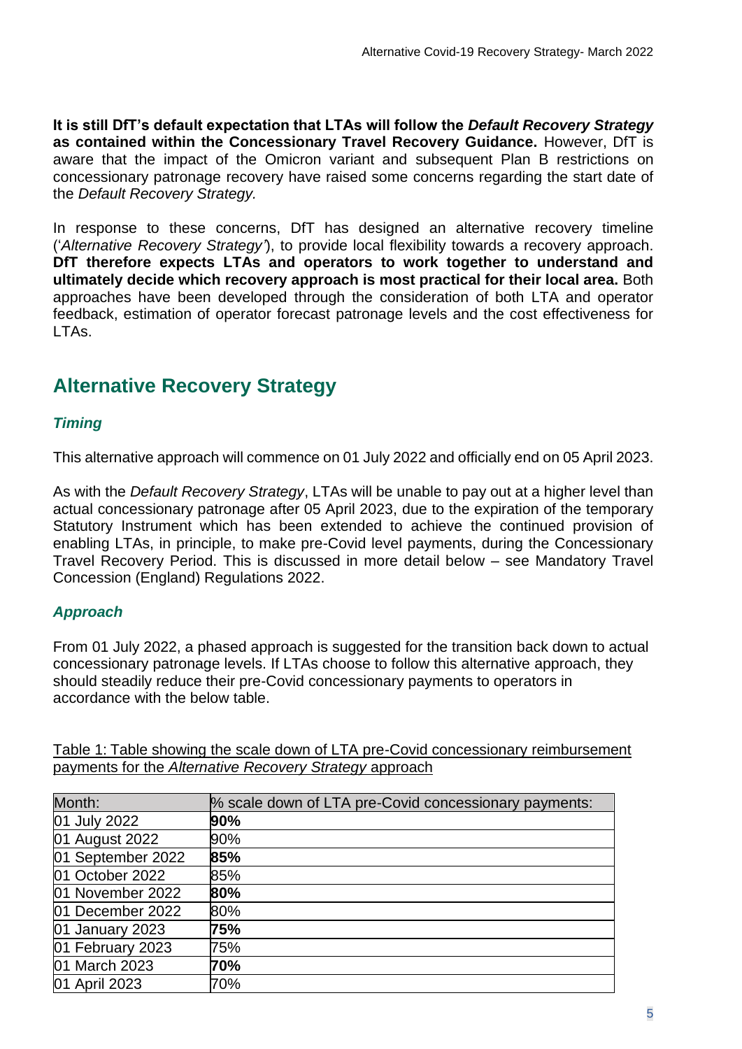**It is still DfT's default expectation that LTAs will follow the *Default Recovery Strategy* as contained within the Concessionary Travel Recovery Guidance.** However, DfT is aware that the impact of the Omicron variant and subsequent Plan B restrictions on concessionary patronage recovery have raised some concerns regarding the start date of the *Default Recovery Strategy.*

In response to these concerns, DfT has designed an alternative recovery timeline ('*Alternative Recovery Strategy'*), to provide local flexibility towards a recovery approach. **DfT therefore expects LTAs and operators to work together to understand and ultimately decide which recovery approach is most practical for their local area.** Both approaches have been developed through the consideration of both LTA and operator feedback, estimation of operator forecast patronage levels and the cost effectiveness for LTAs.

## Alternative Recovery Strategy

### *Timing*

This alternative approach will commence on 01 July 2022 and officially end on 05 April 2023.

As with the *Default Recovery Strategy*, LTAs will be unable to pay out at a higher level than actual concessionary patronage after 05 April 2023, due to the expiration of the temporary Statutory Instrument which has been extended to achieve the continued provision of enabling LTAs, in principle, to make pre-Covid level payments, during the Concessionary Travel Recovery Period. This is discussed in more detail below – see Mandatory Travel Concession (England) Regulations 2022.

### *Approach*

From 01 July 2022, a phased approach is suggested for the transition back down to actual concessionary patronage levels. If LTAs choose to follow this alternative approach, they should steadily reduce their pre-Covid concessionary payments to operators in accordance with the below table.

Table 1: Table showing the scale down of LTA pre-Covid concessionary reimbursement payments for the *Alternative Recovery Strategy* approach

| Month: | % scale down of LTA pre-Covid concessionary payments: |
|---|---|
| 01 July 2022 | **90%** |
| 01 August 2022 | 90% |
| 01 September 2022 | **85%** |
| 01 October 2022 | 85% |
| 01 November 2022 | **80%** |
| 01 December 2022 | 80% |
| 01 January 2023 | **75%** |
| 01 February 2023 | 75% |
| 01 March 2023 | **70%** |
| 01 April 2023 | 70% |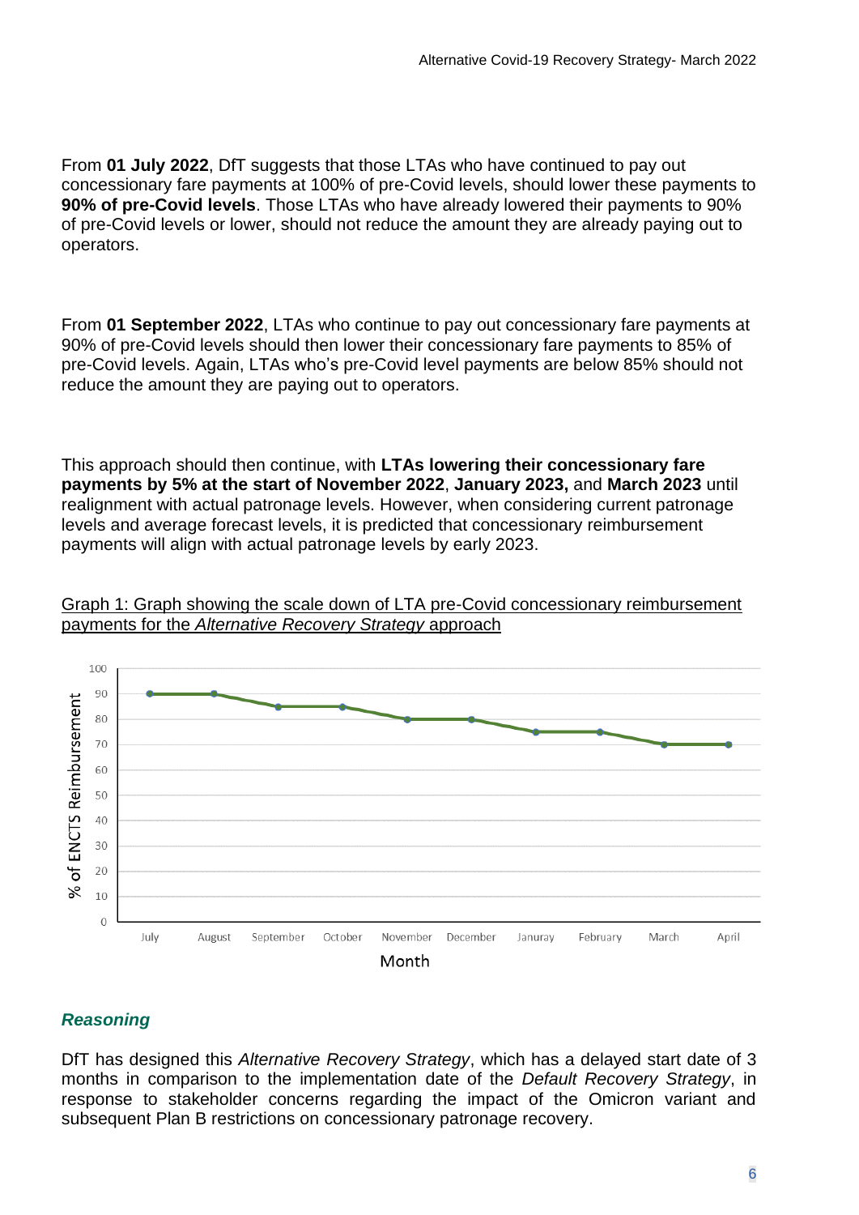From **01 July 2022**, DfT suggests that those LTAs who have continued to pay out concessionary fare payments at 100% of pre-Covid levels, should lower these payments to **90% of pre-Covid levels**. Those LTAs who have already lowered their payments to 90% of pre-Covid levels or lower, should not reduce the amount they are already paying out to operators.

From **01 September 2022**, LTAs who continue to pay out concessionary fare payments at 90% of pre-Covid levels should then lower their concessionary fare payments to 85% of pre-Covid levels. Again, LTAs who's pre-Covid level payments are below 85% should not reduce the amount they are paying out to operators.

This approach should then continue, with **LTAs lowering their concessionary fare payments by 5% at the start of November 2022**, **January 2023,** and **March 2023** until realignment with actual patronage levels. However, when considering current patronage levels and average forecast levels, it is predicted that concessionary reimbursement payments will align with actual patronage levels by early 2023.

Graph 1: Graph showing the scale down of LTA pre-Covid concessionary reimbursement payments for the *Alternative Recovery Strategy* approach

| Month | % of ENCTS Reimbursement |
|---|---|
| July | 90 |
| August | 90 |
| September | 85 |
| October | 85 |
| November | 80 |
| December | 80 |
| Januray | 75 |
| February | 75 |
| March | 70 |
| April | 70 |

### *Reasoning*

DfT has designed this *Alternative Recovery Strategy*, which has a delayed start date of 3 months in comparison to the implementation date of the *Default Recovery Strategy*, in response to stakeholder concerns regarding the impact of the Omicron variant and subsequent Plan B restrictions on concessionary patronage recovery.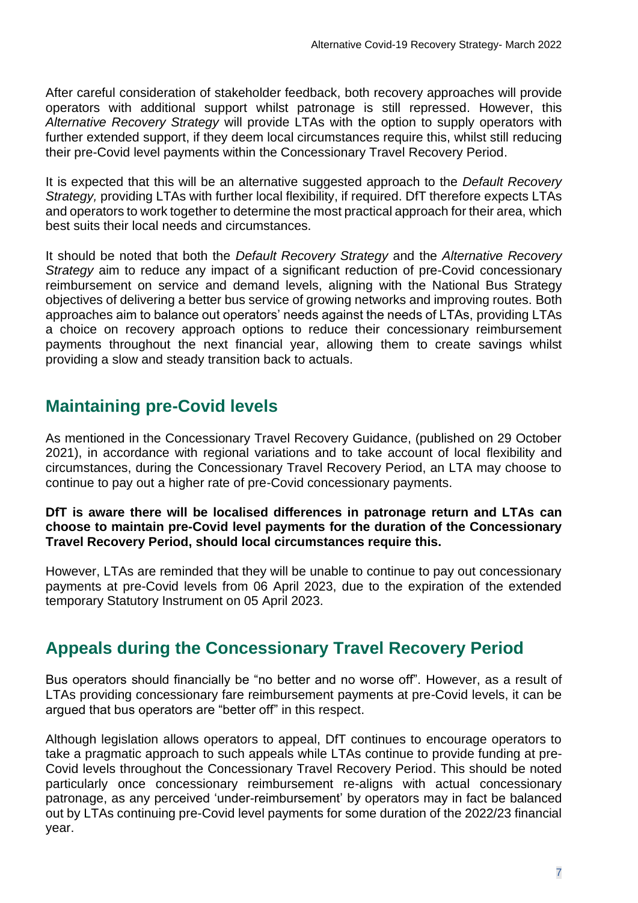After careful consideration of stakeholder feedback, both recovery approaches will provide operators with additional support whilst patronage is still repressed. However, this *Alternative Recovery Strategy* will provide LTAs with the option to supply operators with further extended support, if they deem local circumstances require this, whilst still reducing their pre-Covid level payments within the Concessionary Travel Recovery Period.

It is expected that this will be an alternative suggested approach to the *Default Recovery Strategy,* providing LTAs with further local flexibility, if required. DfT therefore expects LTAs and operators to work together to determine the most practical approach for their area, which best suits their local needs and circumstances.

It should be noted that both the *Default Recovery Strategy* and the *Alternative Recovery Strategy* aim to reduce any impact of a significant reduction of pre-Covid concessionary reimbursement on service and demand levels, aligning with the National Bus Strategy objectives of delivering a better bus service of growing networks and improving routes. Both approaches aim to balance out operators' needs against the needs of LTAs, providing LTAs a choice on recovery approach options to reduce their concessionary reimbursement payments throughout the next financial year, allowing them to create savings whilst providing a slow and steady transition back to actuals.

## Maintaining pre-Covid levels

As mentioned in the Concessionary Travel Recovery Guidance, (published on 29 October 2021), in accordance with regional variations and to take account of local flexibility and circumstances, during the Concessionary Travel Recovery Period, an LTA may choose to continue to pay out a higher rate of pre-Covid concessionary payments.

**DfT is aware there will be localised differences in patronage return and LTAs can choose to maintain pre-Covid level payments for the duration of the Concessionary Travel Recovery Period, should local circumstances require this.**

However, LTAs are reminded that they will be unable to continue to pay out concessionary payments at pre-Covid levels from 06 April 2023, due to the expiration of the extended temporary Statutory Instrument on 05 April 2023.

## Appeals during the Concessionary Travel Recovery Period

Bus operators should financially be "no better and no worse off". However, as a result of LTAs providing concessionary fare reimbursement payments at pre-Covid levels, it can be argued that bus operators are "better off" in this respect.

Although legislation allows operators to appeal, DfT continues to encourage operators to take a pragmatic approach to such appeals while LTAs continue to provide funding at pre-Covid levels throughout the Concessionary Travel Recovery Period. This should be noted particularly once concessionary reimbursement re-aligns with actual concessionary patronage, as any perceived 'under-reimbursement' by operators may in fact be balanced out by LTAs continuing pre-Covid level payments for some duration of the 2022/23 financial year.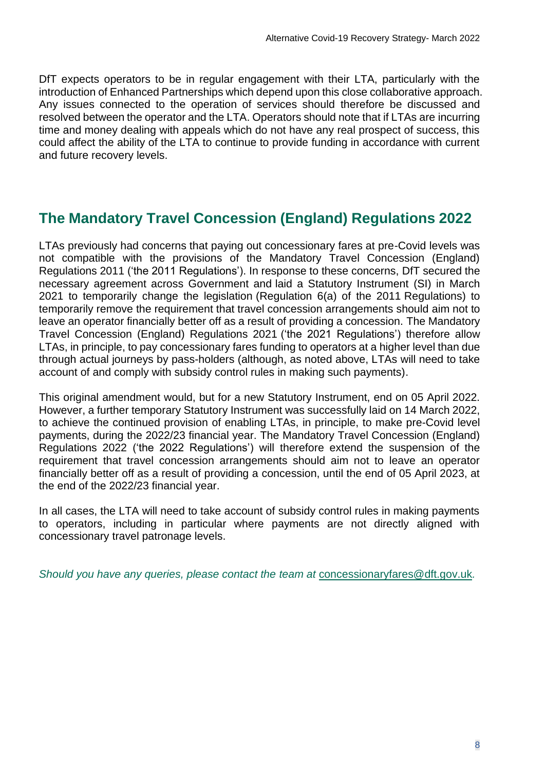DfT expects operators to be in regular engagement with their LTA, particularly with the introduction of Enhanced Partnerships which depend upon this close collaborative approach. Any issues connected to the operation of services should therefore be discussed and resolved between the operator and the LTA. Operators should note that if LTAs are incurring time and money dealing with appeals which do not have any real prospect of success, this could affect the ability of the LTA to continue to provide funding in accordance with current and future recovery levels.

## The Mandatory Travel Concession (England) Regulations 2022

LTAs previously had concerns that paying out concessionary fares at pre-Covid levels was not compatible with the provisions of the Mandatory Travel Concession (England) Regulations 2011 ('the 2011 Regulations'). In response to these concerns, DfT secured the necessary agreement across Government and laid a Statutory Instrument (SI) in March 2021 to temporarily change the legislation (Regulation 6(a) of the 2011 Regulations) to temporarily remove the requirement that travel concession arrangements should aim not to leave an operator financially better off as a result of providing a concession. The Mandatory Travel Concession (England) Regulations 2021 ('the 2021 Regulations') therefore allow LTAs, in principle, to pay concessionary fares funding to operators at a higher level than due through actual journeys by pass-holders (although, as noted above, LTAs will need to take account of and comply with subsidy control rules in making such payments).

This original amendment would, but for a new Statutory Instrument, end on 05 April 2022. However, a further temporary Statutory Instrument was successfully laid on 14 March 2022, to achieve the continued provision of enabling LTAs, in principle, to make pre-Covid level payments, during the 2022/23 financial year. The Mandatory Travel Concession (England) Regulations 2022 ('the 2022 Regulations') will therefore extend the suspension of the requirement that travel concession arrangements should aim not to leave an operator financially better off as a result of providing a concession, until the end of 05 April 2023, at the end of the 2022/23 financial year.

In all cases, the LTA will need to take account of subsidy control rules in making payments to operators, including in particular where payments are not directly aligned with concessionary travel patronage levels.

*Should you have any queries, please contact the team at* concessionaryfares@dft.gov.uk.